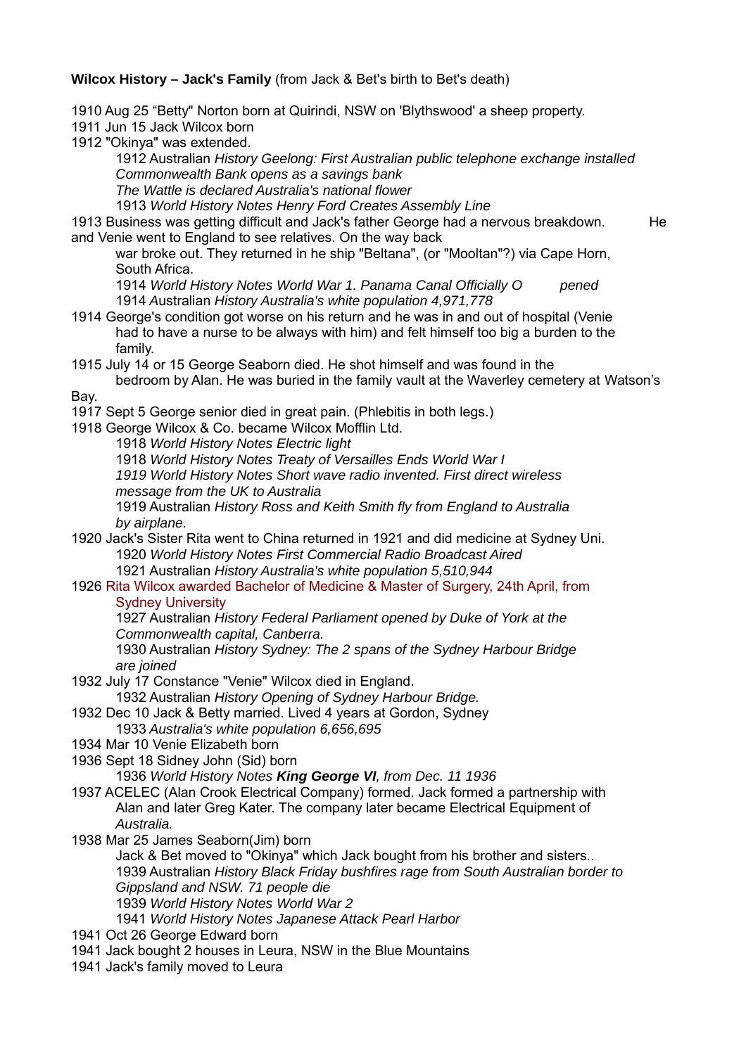**Wilcox History – Jack's Family** (from Jack & Bet's birth to Bet's death)

1910 Aug 25 "Betty" Norton born at Quirindi, NSW on 'Blythswood' a sheep property.
1911 Jun 15 Jack Wilcox born
1912 "Okinya" was extended.

> 1912 Australian *History Geelong: First Australian public telephone exchange installed*
> *Commonwealth Bank opens as a savings bank*
> *The Wattle is declared Australia's national flower*
> 1913 *World History Notes Henry Ford Creates Assembly Line*

1913 Business was getting difficult and Jack's father George had a nervous breakdown. He and Venie went to England to see relatives. On the way back war broke out. They returned in he ship "Beltana", (or "Mooltan"?) via Cape Horn, South Africa.

> 1914 *World History Notes World War 1. Panama Canal Officially O pened*
> 1914 Australian *History Australia's white population 4,971,778*

1914 George's condition got worse on his return and he was in and out of hospital (Venie had to have a nurse to be always with him) and felt himself too big a burden to the family.
1915 July 14 or 15 George Seaborn died. He shot himself and was found in the bedroom by Alan. He was buried in the family vault at the Waverley cemetery at Watson's Bay.
1917 Sept 5 George senior died in great pain. (Phlebitis in both legs.)
1918 George Wilcox & Co. became Wilcox Mofflin Ltd.

> 1918 *World History Notes Electric light*
> 1918 *World History Notes Treaty of Versailles Ends World War I*
> *1919 World History Notes Short wave radio invented. First direct wireless message from the UK to Australia*
> 1919 Australian *History Ross and Keith Smith fly from England to Australia by airplane.*

1920 Jack's Sister Rita went to China returned in 1921 and did medicine at Sydney Uni.

> 1920 *World History Notes First Commercial Radio Broadcast Aired*
> 1921 Australian *History Australia's white population 5,510,944*

1926 Rita Wilcox awarded Bachelor of Medicine & Master of Surgery, 24th April, from Sydney University

> 1927 Australian *History Federal Parliament opened by Duke of York at the Commonwealth capital, Canberra.*
> 1930 Australian *History Sydney: The 2 spans of the Sydney Harbour Bridge are joined*

1932 July 17 Constance "Venie" Wilcox died in England.

> 1932 Australian *History Opening of Sydney Harbour Bridge.*

1932 Dec 10 Jack & Betty married. Lived 4 years at Gordon, Sydney

> 1933 *Australia's white population 6,656,695*

1934 Mar 10 Venie Elizabeth born
1936 Sept 18 Sidney John (Sid) born

> 1936 *World History Notes **King George VI**, from Dec. 11 1936*

1937 ACELEC (Alan Crook Electrical Company) formed. Jack formed a partnership with Alan and later Greg Kater. The company later became Electrical Equipment of *Australia.*
1938 Mar 25 James Seaborn(Jim) born

> Jack & Bet moved to "Okinya" which Jack bought from his brother and sisters..
> 1939 Australian *History Black Friday bushfires rage from South Australian border to Gippsland and NSW. 71 people die*
> 1939 *World History Notes World War 2*
> 1941 *World History Notes Japanese Attack Pearl Harbor*

1941 Oct 26 George Edward born
1941 Jack bought 2 houses in Leura, NSW in the Blue Mountains
1941 Jack's family moved to Leura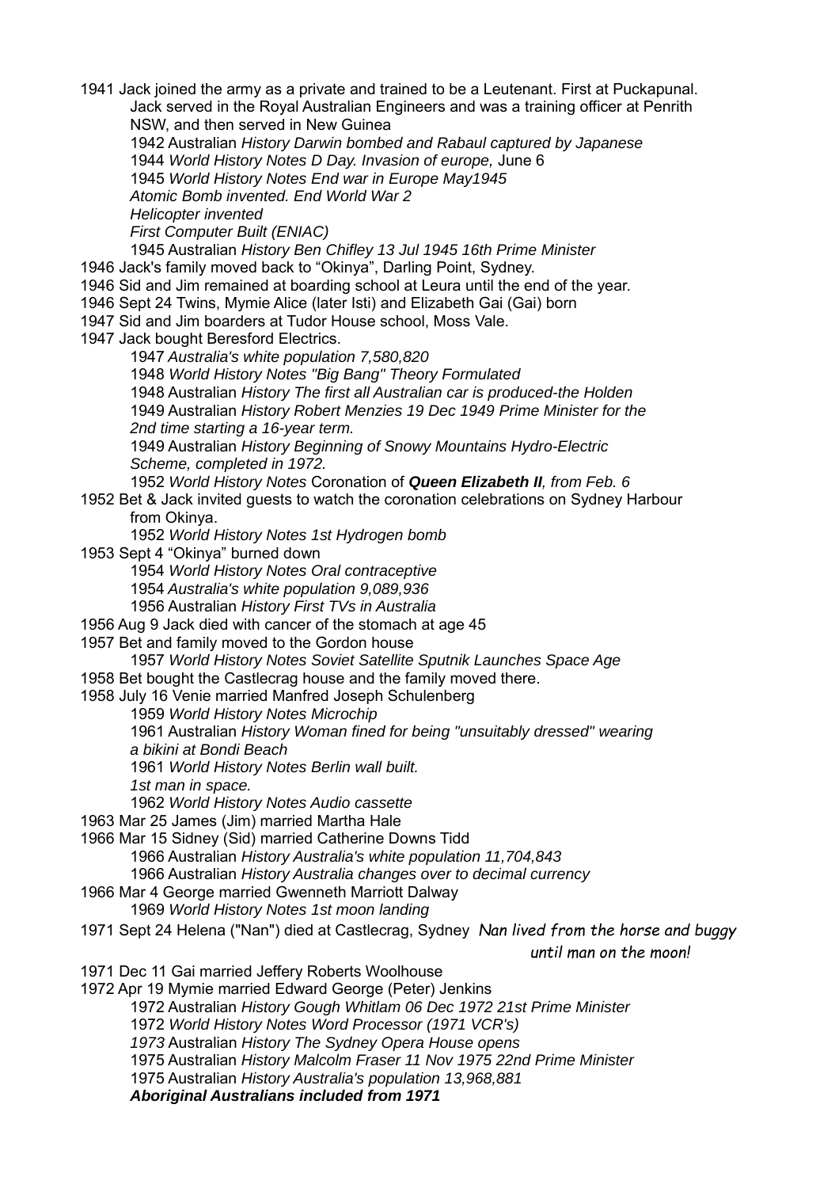1941 Jack joined the army as a private and trained to be a Leutenant. First at Puckapunal. Jack served in the Royal Australian Engineers and was a training officer at Penrith NSW, and then served in New Guinea

- 1942 Australian *History Darwin bombed and Rabaul captured by Japanese*
- 1944 *World History Notes D Day. Invasion of europe,* June 6
- 1945 *World History Notes End war in Europe May1945*
  *Atomic Bomb invented. End World War 2*
  *Helicopter invented*
  *First Computer Built (ENIAC)*
- 1945 Australian *History Ben Chifley 13 Jul 1945 16th Prime Minister*

1946 Jack's family moved back to "Okinya", Darling Point, Sydney.

1946 Sid and Jim remained at boarding school at Leura until the end of the year.

1946 Sept 24 Twins, Mymie Alice (later Isti) and Elizabeth Gai (Gai) born

1947 Sid and Jim boarders at Tudor House school, Moss Vale.

1947 Jack bought Beresford Electrics.

- 1947 *Australia's white population 7,580,820*
- 1948 *World History Notes "Big Bang" Theory Formulated*
- 1948 Australian *History The first all Australian car is produced-the Holden*
- 1949 Australian *History Robert Menzies 19 Dec 1949 Prime Minister for the 2nd time starting a 16-year term.*
- 1949 Australian *History Beginning of Snowy Mountains Hydro-Electric Scheme, completed in 1972.*
- 1952 *World History Notes* Coronation of ***Queen Elizabeth II****, from Feb. 6*

1952 Bet & Jack invited guests to watch the coronation celebrations on Sydney Harbour from Okinya.

- 1952 *World History Notes 1st Hydrogen bomb*

1953 Sept 4 "Okinya" burned down

- 1954 *World History Notes Oral contraceptive*
- 1954 *Australia's white population 9,089,936*
- 1956 Australian *History First TVs in Australia*

1956 Aug 9 Jack died with cancer of the stomach at age 45

1957 Bet and family moved to the Gordon house

- 1957 *World History Notes Soviet Satellite Sputnik Launches Space Age*

1958 Bet bought the Castlecrag house and the family moved there.

1958 July 16 Venie married Manfred Joseph Schulenberg

- 1959 *World History Notes Microchip*
- 1961 Australian *History Woman fined for being "unsuitably dressed" wearing a bikini at Bondi Beach*
- 1961 *World History Notes Berlin wall built.*
  *1st man in space.*
- 1962 *World History Notes Audio cassette*

1963 Mar 25 James (Jim) married Martha Hale

1966 Mar 15 Sidney (Sid) married Catherine Downs Tidd

- 1966 Australian *History Australia's white population 11,704,843*
- 1966 Australian *History Australia changes over to decimal currency*

1966 Mar 4 George married Gwenneth Marriott Dalway

- 1969 *World History Notes 1st moon landing*

1971 Sept 24 Helena ("Nan") died at Castlecrag, Sydney *Nan lived from the horse and buggy until man on the moon!*

1971 Dec 11 Gai married Jeffery Roberts Woolhouse

1972 Apr 19 Mymie married Edward George (Peter) Jenkins

- 1972 Australian *History Gough Whitlam 06 Dec 1972 21st Prime Minister*
- 1972 *World History Notes Word Processor (1971 VCR's)*
- *1973* Australian *History The Sydney Opera House opens*
- 1975 Australian *History Malcolm Fraser 11 Nov 1975 22nd Prime Minister*
- 1975 Australian *History Australia's population 13,968,881*
  ***Aboriginal Australians included from 1971***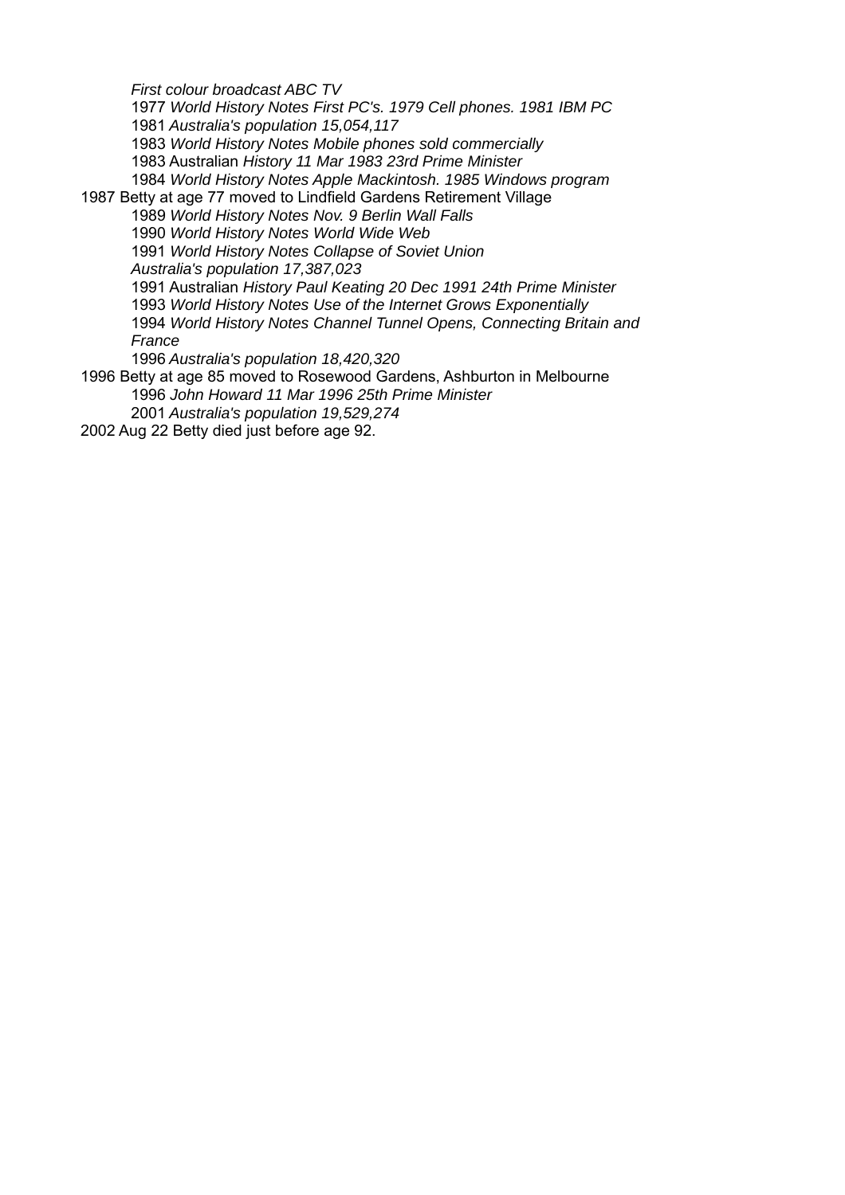*First colour broadcast ABC TV*

1977 *World History Notes First PC's. 1979 Cell phones. 1981 IBM PC*

1981 *Australia's population 15,054,117*

1983 *World History Notes Mobile phones sold commercially*

1983 Australian *History 11 Mar 1983 23rd Prime Minister*

1984 *World History Notes Apple Mackintosh. 1985 Windows program*

1987 Betty at age 77 moved to Lindfield Gardens Retirement Village

1989 *World History Notes Nov. 9 Berlin Wall Falls*

1990 *World History Notes World Wide Web*

1991 *World History Notes Collapse of Soviet Union*

*Australia's population 17,387,023*

1991 Australian *History Paul Keating 20 Dec 1991 24th Prime Minister*

1993 *World History Notes Use of the Internet Grows Exponentially*

1994 *World History Notes Channel Tunnel Opens, Connecting Britain and France*

1996 *Australia's population 18,420,320*

1996 Betty at age 85 moved to Rosewood Gardens, Ashburton in Melbourne

1996 *John Howard 11 Mar 1996 25th Prime Minister*

2001 *Australia's population 19,529,274*

2002 Aug 22 Betty died just before age 92.